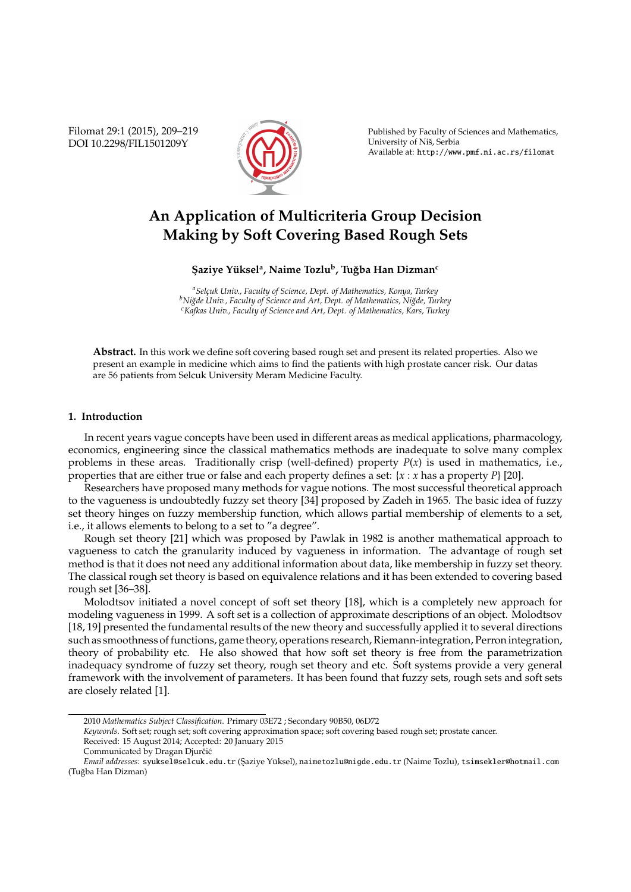# An Application of Multicriteria Group Decision Making by Soft Covering Based Rough Sets

**Şaziye Yüksel[a], Naime Tozlu[b], Tuğba Han Dizman[c]**

[a] *Selçuk Univ., Faculty of Science, Dept. of Mathematics, Konya, Turkey*
[b] *Niğde Univ., Faculty of Science and Art, Dept. of Mathematics, Niğde, Turkey*
[c] *Kafkas Univ., Faculty of Science and Art, Dept. of Mathematics, Kars, Turkey*

**Abstract.** In this work we define soft covering based rough set and present its related properties. Also we present an example in medicine which aims to find the patients with high prostate cancer risk. Our datas are 56 patients from Selcuk University Meram Medicine Faculty.

## 1. Introduction

In recent years vague concepts have been used in different areas as medical applications, pharmacology, economics, engineering since the classical mathematics methods are inadequate to solve many complex problems in these areas. Traditionally crisp (well-defined) property $P(x)$ is used in mathematics, i.e., properties that are either true or false and each property defines a set: $\{x : x \text{ has a property } P\}$ [20].

Researchers have proposed many methods for vague notions. The most successful theoretical approach to the vagueness is undoubtedly fuzzy set theory [34] proposed by Zadeh in 1965. The basic idea of fuzzy set theory hinges on fuzzy membership function, which allows partial membership of elements to a set, i.e., it allows elements to belong to a set to "a degree".

Rough set theory [21] which was proposed by Pawlak in 1982 is another mathematical approach to vagueness to catch the granularity induced by vagueness in information. The advantage of rough set method is that it does not need any additional information about data, like membership in fuzzy set theory. The classical rough set theory is based on equivalence relations and it has been extended to covering based rough set [36–38].

Molodtsov initiated a novel concept of soft set theory [18], which is a completely new approach for modeling vagueness in 1999. A soft set is a collection of approximate descriptions of an object. Molodtsov [18, 19] presented the fundamental results of the new theory and successfully applied it to several directions such as smoothness of functions, game theory, operations research, Riemann-integration, Perron integration, theory of probability etc. He also showed that how soft set theory is free from the parametrization inadequacy syndrome of fuzzy set theory, rough set theory and etc. Soft systems provide a very general framework with the involvement of parameters. It has been found that fuzzy sets, rough sets and soft sets are closely related [1].

---

2010 *Mathematics Subject Classification*. Primary 03E72 ; Secondary 90B50, 06D72

*Keywords*. Soft set; rough set; soft covering approximation space; soft covering based rough set; prostate cancer.

Received: 15 August 2014; Accepted: 20 January 2015

Communicated by Dragan Djurčić

*Email addresses:* syuksel@selcuk.edu.tr (Şaziye Yüksel), naimetozlu@nigde.edu.tr (Naime Tozlu), tsimsekler@hotmail.com (Tuğba Han Dizman)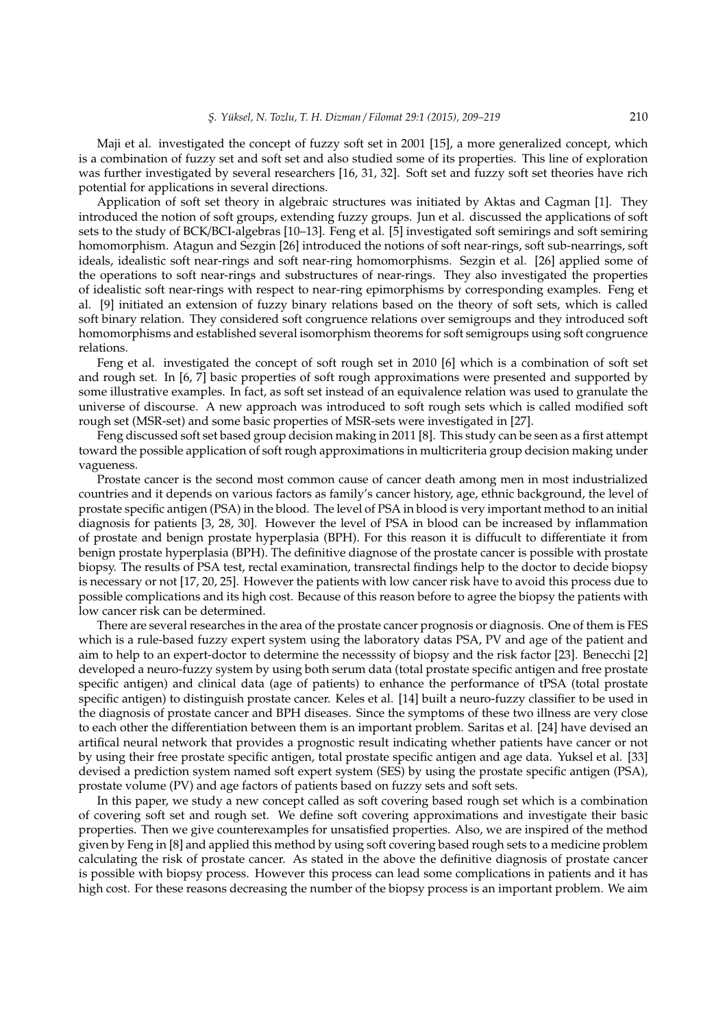Maji et al. investigated the concept of fuzzy soft set in 2001 [15], a more generalized concept, which is a combination of fuzzy set and soft set and also studied some of its properties. This line of exploration was further investigated by several researchers [16, 31, 32]. Soft set and fuzzy soft set theories have rich potential for applications in several directions.

Application of soft set theory in algebraic structures was initiated by Aktas and Cagman [1]. They introduced the notion of soft groups, extending fuzzy groups. Jun et al. discussed the applications of soft sets to the study of BCK/BCI-algebras [10–13]. Feng et al. [5] investigated soft semirings and soft semiring homomorphism. Atagun and Sezgin [26] introduced the notions of soft near-rings, soft sub-nearrings, soft ideals, idealistic soft near-rings and soft near-ring homomorphisms. Sezgin et al. [26] applied some of the operations to soft near-rings and substructures of near-rings. They also investigated the properties of idealistic soft near-rings with respect to near-ring epimorphisms by corresponding examples. Feng et al. [9] initiated an extension of fuzzy binary relations based on the theory of soft sets, which is called soft binary relation. They considered soft congruence relations over semigroups and they introduced soft homomorphisms and established several isomorphism theorems for soft semigroups using soft congruence relations.

Feng et al. investigated the concept of soft rough set in 2010 [6] which is a combination of soft set and rough set. In [6, 7] basic properties of soft rough approximations were presented and supported by some illustrative examples. In fact, as soft set instead of an equivalence relation was used to granulate the universe of discourse. A new approach was introduced to soft rough sets which is called modified soft rough set (MSR-set) and some basic properties of MSR-sets were investigated in [27].

Feng discussed soft set based group decision making in 2011 [8]. This study can be seen as a first attempt toward the possible application of soft rough approximations in multicriteria group decision making under vagueness.

Prostate cancer is the second most common cause of cancer death among men in most industrialized countries and it depends on various factors as family's cancer history, age, ethnic background, the level of prostate specific antigen (PSA) in the blood. The level of PSA in blood is very important method to an initial diagnosis for patients [3, 28, 30]. However the level of PSA in blood can be increased by inflammation of prostate and benign prostate hyperplasia (BPH). For this reason it is diffucult to differentiate it from benign prostate hyperplasia (BPH). The definitive diagnose of the prostate cancer is possible with prostate biopsy. The results of PSA test, rectal examination, transrectal findings help to the doctor to decide biopsy is necessary or not [17, 20, 25]. However the patients with low cancer risk have to avoid this process due to possible complications and its high cost. Because of this reason before to agree the biopsy the patients with low cancer risk can be determined.

There are several researches in the area of the prostate cancer prognosis or diagnosis. One of them is FES which is a rule-based fuzzy expert system using the laboratory datas PSA, PV and age of the patient and aim to help to an expert-doctor to determine the necesssity of biopsy and the risk factor [23]. Benecchi [2] developed a neuro-fuzzy system by using both serum data (total prostate specific antigen and free prostate specific antigen) and clinical data (age of patients) to enhance the performance of tPSA (total prostate specific antigen) to distinguish prostate cancer. Keles et al. [14] built a neuro-fuzzy classifier to be used in the diagnosis of prostate cancer and BPH diseases. Since the symptoms of these two illness are very close to each other the differentiation between them is an important problem. Saritas et al. [24] have devised an artifical neural network that provides a prognostic result indicating whether patients have cancer or not by using their free prostate specific antigen, total prostate specific antigen and age data. Yuksel et al. [33] devised a prediction system named soft expert system (SES) by using the prostate specific antigen (PSA), prostate volume (PV) and age factors of patients based on fuzzy sets and soft sets.

In this paper, we study a new concept called as soft covering based rough set which is a combination of covering soft set and rough set. We define soft covering approximations and investigate their basic properties. Then we give counterexamples for unsatisfied properties. Also, we are inspired of the method given by Feng in [8] and applied this method by using soft covering based rough sets to a medicine problem calculating the risk of prostate cancer. As stated in the above the definitive diagnosis of prostate cancer is possible with biopsy process. However this process can lead some complications in patients and it has high cost. For these reasons decreasing the number of the biopsy process is an important problem. We aim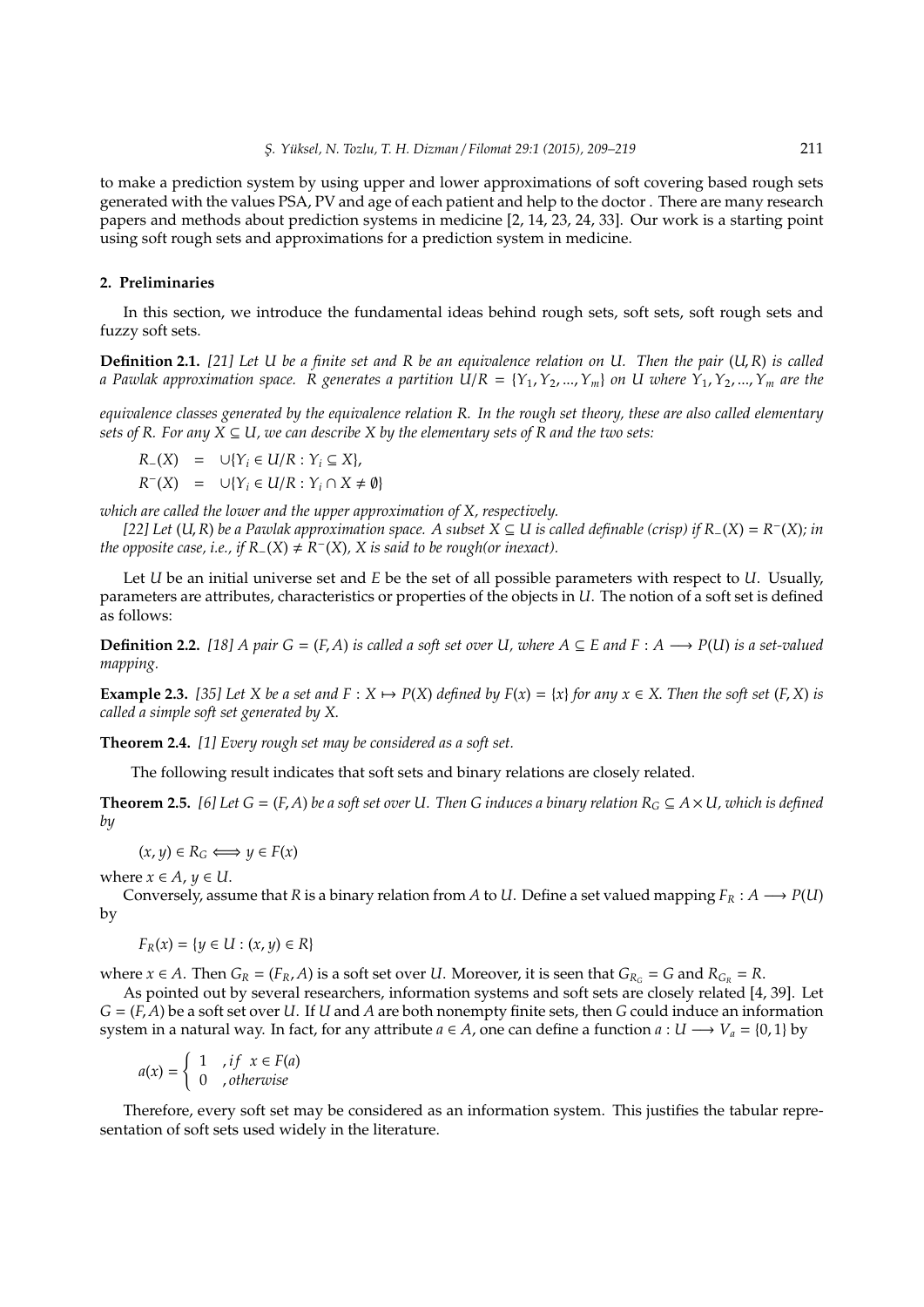to make a prediction system by using upper and lower approximations of soft covering based rough sets generated with the values PSA, PV and age of each patient and help to the doctor . There are many research papers and methods about prediction systems in medicine [2, 14, 23, 24, 33]. Our work is a starting point using soft rough sets and approximations for a prediction system in medicine.

## 2. Preliminaries

In this section, we introduce the fundamental ideas behind rough sets, soft sets, soft rough sets and fuzzy soft sets.

**Definition 2.1.** *[21] Let $U$ be a finite set and $R$ be an equivalence relation on $U$. Then the pair $(U, R)$ is called a Pawlak approximation space. $R$ generates a partition $U/R = \{Y_1, Y_2, ..., Y_m\}$ on $U$ where $Y_1, Y_2, ..., Y_m$ are the equivalence classes generated by the equivalence relation $R$. In the rough set theory, these are also called elementary sets of $R$. For any $X \subseteq U$, we can describe $X$ by the elementary sets of $R$ and the two sets:*

$$R_{-}(X) = \cup\{Y_i \in U/R : Y_i \subseteq X\},$$

$$R^{-}(X) = \cup\{Y_i \in U/R : Y_i \cap X \neq \emptyset\}$$

*which are called the lower and the upper approximation of $X$, respectively.*

*[22] Let $(U, R)$ be a Pawlak approximation space. A subset $X \subseteq U$ is called definable (crisp) if $R_{-}(X) = R^{-}(X)$; in the opposite case, i.e., if $R_{-}(X) \neq R^{-}(X)$, $X$ is said to be rough(or inexact).*

Let $U$ be an initial universe set and $E$ be the set of all possible parameters with respect to $U$. Usually, parameters are attributes, characteristics or properties of the objects in $U$. The notion of a soft set is defined as follows:

**Definition 2.2.** *[18] A pair $G = (F, A)$ is called a soft set over $U$, where $A \subseteq E$ and $F : A \longrightarrow P(U)$ is a set-valued mapping.*

**Example 2.3.** *[35] Let $X$ be a set and $F : X \mapsto P(X)$ defined by $F(x) = \{x\}$ for any $x \in X$. Then the soft set $(F, X)$ is called a simple soft set generated by $X$.*

**Theorem 2.4.** *[1] Every rough set may be considered as a soft set.*

The following result indicates that soft sets and binary relations are closely related.

**Theorem 2.5.** *[6] Let $G = (F, A)$ be a soft set over $U$. Then $G$ induces a binary relation $R_G \subseteq A \times U$, which is defined by*

$$(x, y) \in R_G \Longleftrightarrow y \in F(x)$$

where $x \in A$, $y \in U$.

Conversely, assume that $R$ is a binary relation from $A$ to $U$. Define a set valued mapping $F_R : A \longrightarrow P(U)$ by

$$F_R(x) = \{y \in U : (x, y) \in R\}$$

where $x \in A$. Then $G_R = (F_R, A)$ is a soft set over $U$. Moreover, it is seen that $G_{R_G} = G$ and $R_{G_R} = R$.

As pointed out by several researchers, information systems and soft sets are closely related [4, 39]. Let $G = (F, A)$ be a soft set over $U$. If $U$ and $A$ are both nonempty finite sets, then $G$ could induce an information system in a natural way. In fact, for any attribute $a \in A$, one can define a function $a : U \longrightarrow V_a = \{0, 1\}$ by

$$a(x) = \begin{cases} 1 & , if \;\; x \in F(a) \\ 0 & , otherwise \end{cases}$$

Therefore, every soft set may be considered as an information system. This justifies the tabular representation of soft sets used widely in the literature.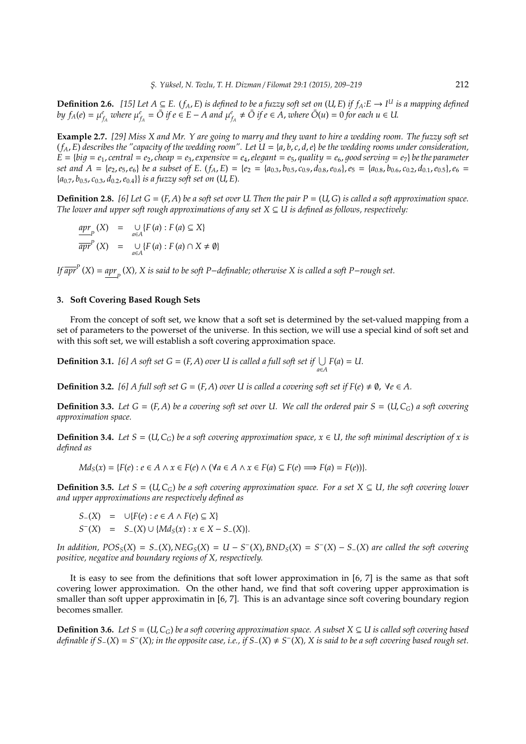**Definition 2.6.** *[15] Let $A \subseteq E$. $(f_A, E)$ is defined to be a fuzzy soft set on $(U, E)$ if $f_A$:$E \to I^U$ is a mapping defined by $f_A(e) = \mu^e_{f_A}$ where $\mu^e_{f_A} = \bar{O}$ if $e \in E - A$ and $\mu^e_{f_A} \neq \bar{O}$ if $e \in A$, where $\bar{O}(u) = 0$ for each $u \in U$.*

**Example 2.7.** *[29] Miss X and Mr. Y are going to marry and they want to hire a wedding room. The fuzzy soft set $(f_A, E)$ describes the "capacity of the wedding room". Let $U = \{a, b, c, d, e\}$ be the wedding rooms under consideration, $E = \{big = e_1, central = e_2, cheap = e_3, expensive = e_4, elegant = e_5, quality = e_6, good\ serving = e_7\}$ be the parameter set and $A = \{e_2, e_5, e_6\}$ be a subset of $E$. $(f_A, E) = \{e_2 = \{a_{0.3}, b_{0.5}, c_{0.9}, d_{0.8}, e_{0.6}\}, e_5 = \{a_{0.8}, b_{0.6}, c_{0.2}, d_{0.1}, e_{0.5}\}, e_6 = \{a_{0.7}, b_{0.5}, c_{0.3}, d_{0.2}, e_{0.4}\}\}$ is a fuzzy soft set on $(U, E)$.*

**Definition 2.8.** *[6] Let $G = (F, A)$ be a soft set over $U$. Then the pair $P = (U, G)$ is called a soft approximation space. The lower and upper soft rough approximations of any set $X \subseteq U$ is defined as follows, respectively:*

$$\underline{apr}_P(X) = \bigcup_{a \in A} \{F(a) : F(a) \subseteq X\}$$

$$\overline{apr}^P(X) = \bigcup_{a \in A} \{F(a) : F(a) \cap X \neq \emptyset\}$$

*If $\overline{apr}^P(X) = \underline{apr}_P(X)$, $X$ is said to be soft $P-$definable; otherwise $X$ is called a soft $P-$rough set.*

## 3. Soft Covering Based Rough Sets

From the concept of soft set, we know that a soft set is determined by the set-valued mapping from a set of parameters to the powerset of the universe. In this section, we will use a special kind of soft set and with this soft set, we will establish a soft covering approximation space.

**Definition 3.1.** *[6] A soft set $G = (F, A)$ over $U$ is called a full soft set if $\bigcup_{a \in A} F(a) = U$.*

**Definition 3.2.** *[6] A full soft set $G = (F, A)$ over $U$ is called a covering soft set if $F(e) \neq \emptyset$, $\forall e \in A$.*

**Definition 3.3.** *Let $G = (F, A)$ be a covering soft set over $U$. We call the ordered pair $S = (U, C_G)$ a soft covering approximation space.*

**Definition 3.4.** *Let $S = (U, C_G)$ be a soft covering approximation space, $x \in U$, the soft minimal description of $x$ is defined as*

$$Md_S(x) = \{F(e) : e \in A \wedge x \in F(e) \wedge (\forall a \in A \wedge x \in F(a) \subseteq F(e) \Longrightarrow F(a) = F(e))\}.$$

**Definition 3.5.** *Let $S = (U, C_G)$ be a soft covering approximation space. For a set $X \subseteq U$, the soft covering lower and upper approximations are respectively defined as*

$$S_-(X) = \cup\{F(e) : e \in A \wedge F(e) \subseteq X\}$$

$$S^-(X) = S_-(X) \cup \{Md_S(x) : x \in X - S_-(X)\}.$$

*In addition, $POS_S(X) = S_-(X)$, $NEG_S(X) = U - S^-(X)$, $BND_S(X) = S^-(X) - S_-(X)$ are called the soft covering positive, negative and boundary regions of $X$, respectively.*

It is easy to see from the definitions that soft lower approximation in [6, 7] is the same as that soft covering lower approximation. On the other hand, we find that soft covering upper approximation is smaller than soft upper approximatin in [6, 7]. This is an advantage since soft covering boundary region becomes smaller.

**Definition 3.6.** *Let $S = (U, C_G)$ be a soft covering approximation space. A subset $X \subseteq U$ is called soft covering based definable if $S_-(X) = S^-(X)$; in the opposite case, i.e., if $S_-(X) \neq S^-(X)$, $X$ is said to be a soft covering based rough set.*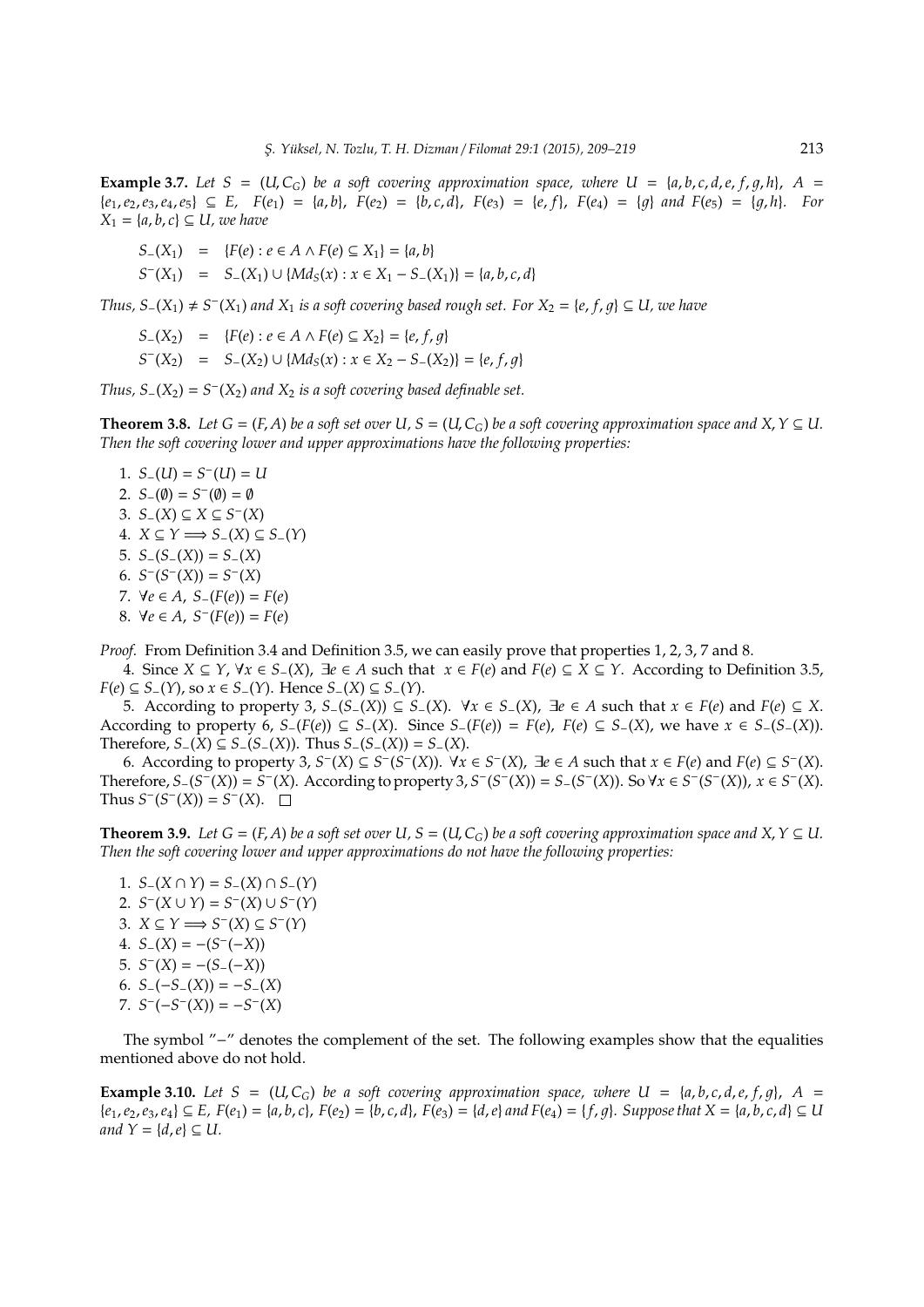**Example 3.7.** *Let $S = (U, C_G)$ be a soft covering approximation space, where $U = \{a, b, c, d, e, f, g, h\}$, $A = \{e_1, e_2, e_3, e_4, e_5\} \subseteq E$, $F(e_1) = \{a, b\}$, $F(e_2) = \{b, c, d\}$, $F(e_3) = \{e, f\}$, $F(e_4) = \{g\}$ and $F(e_5) = \{g, h\}$. For $X_1 = \{a, b, c\} \subseteq U$, we have*

$$
\begin{aligned}
S_-(X_1) &= \{F(e) : e \in A \wedge F(e) \subseteq X_1\} = \{a, b\} \\
S^-(X_1) &= S_-(X_1) \cup \{Md_S(x) : x \in X_1 - S_-(X_1)\} = \{a, b, c, d\}
\end{aligned}
$$

*Thus, $S_-(X_1) \neq S^-(X_1)$ and $X_1$ is a soft covering based rough set. For $X_2 = \{e, f, g\} \subseteq U$, we have*

$$
\begin{aligned}
S_-(X_2) &= \{F(e) : e \in A \wedge F(e) \subseteq X_2\} = \{e, f, g\} \\
S^-(X_2) &= S_-(X_2) \cup \{Md_S(x) : x \in X_2 - S_-(X_2)\} = \{e, f, g\}
\end{aligned}
$$

*Thus, $S_-(X_2) = S^-(X_2)$ and $X_2$ is a soft covering based definable set.*

**Theorem 3.8.** *Let $G = (F, A)$ be a soft set over $U$, $S = (U, C_G)$ be a soft covering approximation space and $X, Y \subseteq U$. Then the soft covering lower and upper approximations have the following properties:*

1. $S_-(U) = S^-(U) = U$
2. $S_-(\emptyset) = S^-(\emptyset) = \emptyset$
3. $S_-(X) \subseteq X \subseteq S^-(X)$
4. $X \subseteq Y \Longrightarrow S_-(X) \subseteq S_-(Y)$
5. $S_-(S_-(X)) = S_-(X)$
6. $S^-(S^-(X)) = S^-(X)$
7. $\forall e \in A$, $S_-(F(e)) = F(e)$
8. $\forall e \in A$, $S^-(F(e)) = F(e)$

*Proof.* From Definition 3.4 and Definition 3.5, we can easily prove that properties 1, 2, 3, 7 and 8.

4. Since $X \subseteq Y$, $\forall x \in S_-(X)$, $\exists e \in A$ such that $x \in F(e)$ and $F(e) \subseteq X \subseteq Y$. According to Definition 3.5, $F(e) \subseteq S_-(Y)$, so $x \in S_-(Y)$. Hence $S_-(X) \subseteq S_-(Y)$.

5. According to property 3, $S_-(S_-(X)) \subseteq S_-(X)$. $\forall x \in S_-(X)$, $\exists e \in A$ such that $x \in F(e)$ and $F(e) \subseteq X$. According to property 6, $S_-(F(e)) \subseteq S_-(X)$. Since $S_-(F(e)) = F(e)$, $F(e) \subseteq S_-(X)$, we have $x \in S_-(S_-(X))$. Therefore, $S_-(X) \subseteq S_-(S_-(X))$. Thus $S_-(S_-(X)) = S_-(X)$.

6. According to property 3, $S^-(X) \subseteq S^-(S^-(X))$. $\forall x \in S^-(X)$, $\exists e \in A$ such that $x \in F(e)$ and $F(e) \subseteq S^-(X)$. Therefore, $S_-(S^-(X)) = S^-(X)$. According to property 3, $S^-(S^-(X)) = S_-(S^-(X))$. So $\forall x \in S^-(S^-(X))$, $x \in S^-(X)$. Thus $S^-(S^-(X)) = S^-(X)$. $\square$

**Theorem 3.9.** *Let $G = (F, A)$ be a soft set over $U$, $S = (U, C_G)$ be a soft covering approximation space and $X, Y \subseteq U$. Then the soft covering lower and upper approximations do not have the following properties:*

1. $S_-(X \cap Y) = S_-(X) \cap S_-(Y)$
2. $S^-(X \cup Y) = S^-(X) \cup S^-(Y)$
3. $X \subseteq Y \Longrightarrow S^-(X) \subseteq S^-(Y)$
4. $S_-(X) = -(S^-(-X))$
5. $S^-(X) = -(S_-(-X))$
6. $S_-(-S_-(X)) = -S_-(X)$
7. $S^-(-S^-(X)) = -S^-(X)$

The symbol "−" denotes the complement of the set. The following examples show that the equalities mentioned above do not hold.

**Example 3.10.** *Let $S = (U, C_G)$ be a soft covering approximation space, where $U = \{a, b, c, d, e, f, g\}$, $A = \{e_1, e_2, e_3, e_4\} \subseteq E$, $F(e_1) = \{a, b, c\}$, $F(e_2) = \{b, c, d\}$, $F(e_3) = \{d, e\}$ and $F(e_4) = \{f, g\}$. Suppose that $X = \{a, b, c, d\} \subseteq U$ and $Y = \{d, e\} \subseteq U$.*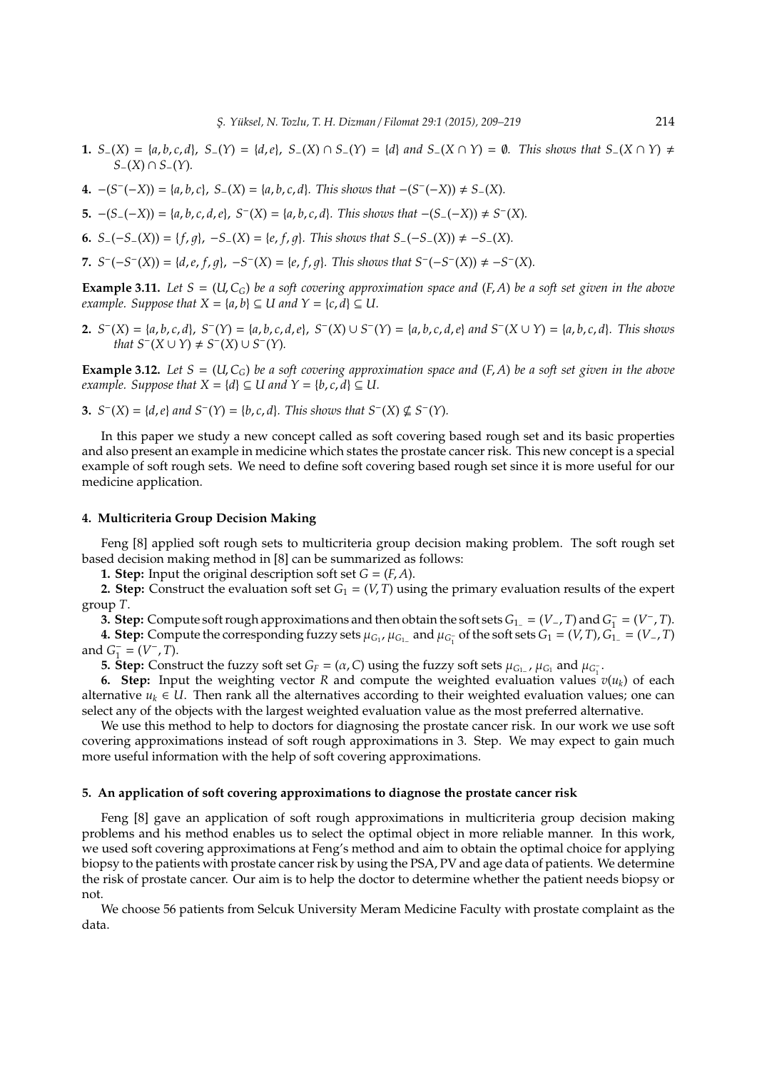**1.** $S_-(X) = \{a, b, c, d\}$, $S_-(Y) = \{d, e\}$, $S_-(X) \cap S_-(Y) = \{d\}$ *and* $S_-(X \cap Y) = \emptyset$. *This shows that* $S_-(X \cap Y) \neq S_-(X) \cap S_-(Y)$.

**4.** $-(S^-(-X)) = \{a, b, c\}$, $S_-(X) = \{a, b, c, d\}$. *This shows that* $-(S^-(-X)) \neq S_-(X)$.

**5.** $-(S_-(-X)) = \{a, b, c, d, e\}$, $S^-(X) = \{a, b, c, d\}$. *This shows that* $-(S_-(-X)) \neq S^-(X)$.

**6.** $S_-(-S_-(X)) = \{f, g\}$, $-S_-(X) = \{e, f, g\}$. *This shows that* $S_-(-S_-(X)) \neq -S_-(X)$.

**7.** $S^-(-S^-(X)) = \{d, e, f, g\}$, $-S^-(X) = \{e, f, g\}$. *This shows that* $S^-(-S^-(X)) \neq -S^-(X)$.

**Example 3.11.** *Let* $S = (U, C_G)$ *be a soft covering approximation space and* $(F, A)$ *be a soft set given in the above example. Suppose that* $X = \{a, b\} \subseteq U$ *and* $Y = \{c, d\} \subseteq U$.

**2.** $S^-(X) = \{a, b, c, d\}$, $S^-(Y) = \{a, b, c, d, e\}$, $S^-(X) \cup S^-(Y) = \{a, b, c, d, e\}$ *and* $S^-(X \cup Y) = \{a, b, c, d\}$. *This shows that* $S^-(X \cup Y) \neq S^-(X) \cup S^-(Y)$.

**Example 3.12.** *Let* $S = (U, C_G)$ *be a soft covering approximation space and* $(F, A)$ *be a soft set given in the above example. Suppose that* $X = \{d\} \subseteq U$ *and* $Y = \{b, c, d\} \subseteq U$.

**3.** $S^-(X) = \{d, e\}$ *and* $S^-(Y) = \{b, c, d\}$. *This shows that* $S^-(X) \nsubseteq S^-(Y)$.

In this paper we study a new concept called as soft covering based rough set and its basic properties and also present an example in medicine which states the prostate cancer risk. This new concept is a special example of soft rough sets. We need to define soft covering based rough set since it is more useful for our medicine application.

## 4. Multicriteria Group Decision Making

Feng [8] applied soft rough sets to multicriteria group decision making problem. The soft rough set based decision making method in [8] can be summarized as follows:

**1. Step:** Input the original description soft set $G = (F, A)$.

**2. Step:** Construct the evaluation soft set $G_1 = (V, T)$ using the primary evaluation results of the expert group $T$.

**3. Step:** Compute soft rough approximations and then obtain the soft sets $G_{1_-} = (V_-, T)$ and $G_1^- = (V^-, T)$.

**4. Step:** Compute the corresponding fuzzy sets $\mu_{G_1}$, $\mu_{G_{1_-}}$ and $\mu_{G_1^-}$ of the soft sets $G_1 = (V, T)$, $G_{1_-} = (V_-, T)$ and $G_1^- = (V^-, T)$.

**5. Step:** Construct the fuzzy soft set $G_F = (\alpha, C)$ using the fuzzy soft sets $\mu_{G_{1_-}}$, $\mu_{G_1}$ and $\mu_{G_1^-}$.

**6. Step:** Input the weighting vector $R$ and compute the weighted evaluation values $v(u_k)$ of each alternative $u_k \in U$. Then rank all the alternatives according to their weighted evaluation values; one can select any of the objects with the largest weighted evaluation value as the most preferred alternative.

We use this method to help to doctors for diagnosing the prostate cancer risk. In our work we use soft covering approximations instead of soft rough approximations in 3. Step. We may expect to gain much more useful information with the help of soft covering approximations.

## 5. An application of soft covering approximations to diagnose the prostate cancer risk

Feng [8] gave an application of soft rough approximations in multicriteria group decision making problems and his method enables us to select the optimal object in more reliable manner. In this work, we used soft covering approximations at Feng's method and aim to obtain the optimal choice for applying biopsy to the patients with prostate cancer risk by using the PSA, PV and age data of patients. We determine the risk of prostate cancer. Our aim is to help the doctor to determine whether the patient needs biopsy or not.

We choose 56 patients from Selcuk University Meram Medicine Faculty with prostate complaint as the data.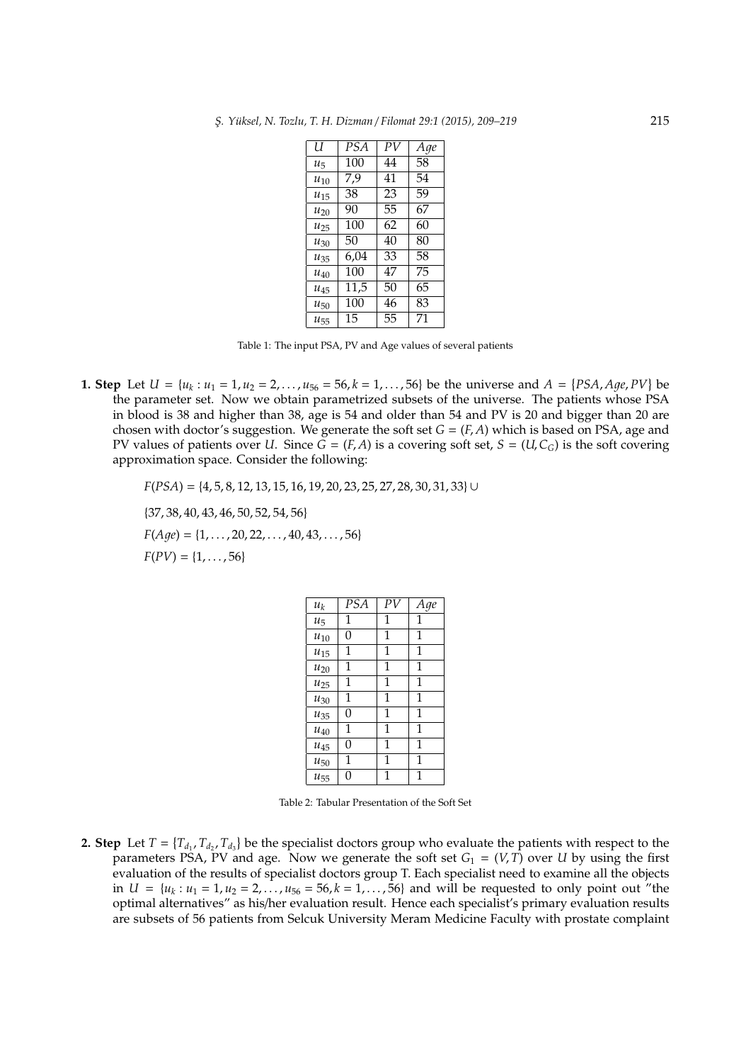| $U$ | $PSA$ | $PV$ | $Age$ |
|---|---|---|---|
| $u_5$ | 100 | 44 | 58 |
| $u_{10}$ | 7,9 | 41 | 54 |
| $u_{15}$ | 38 | 23 | 59 |
| $u_{20}$ | 90 | 55 | 67 |
| $u_{25}$ | 100 | 62 | 60 |
| $u_{30}$ | 50 | 40 | 80 |
| $u_{35}$ | 6,04 | 33 | 58 |
| $u_{40}$ | 100 | 47 | 75 |
| $u_{45}$ | 11,5 | 50 | 65 |
| $u_{50}$ | 100 | 46 | 83 |
| $u_{55}$ | 15 | 55 | 71 |

Table 1: The input PSA, PV and Age values of several patients

**1. Step** Let $U = \{u_k : u_1 = 1, u_2 = 2, \ldots, u_{56} = 56, k = 1, \ldots, 56\}$ be the universe and $A = \{PSA, Age, PV\}$ be the parameter set. Now we obtain parametrized subsets of the universe. The patients whose PSA in blood is 38 and higher than 38, age is 54 and older than 54 and PV is 20 and bigger than 20 are chosen with doctor's suggestion. We generate the soft set $G = (F, A)$ which is based on PSA, age and PV values of patients over $U$. Since $G = (F, A)$ is a covering soft set, $S = (U, C_G)$ is the soft covering approximation space. Consider the following:

$F(PSA) = \{4, 5, 8, 12, 13, 15, 16, 19, 20, 23, 25, 27, 28, 30, 31, 33\} \cup$

$\{37, 38, 40, 43, 46, 50, 52, 54, 56\}$

$F(Age) = \{1, \ldots, 20, 22, \ldots, 40, 43, \ldots, 56\}$

$F(PV) = \{1, \ldots, 56\}$

| $u_k$ | $PSA$ | $PV$ | $Age$ |
|---|---|---|---|
| $u_5$ | 1 | 1 | 1 |
| $u_{10}$ | 0 | 1 | 1 |
| $u_{15}$ | 1 | 1 | 1 |
| $u_{20}$ | 1 | 1 | 1 |
| $u_{25}$ | 1 | 1 | 1 |
| $u_{30}$ | 1 | 1 | 1 |
| $u_{35}$ | 0 | 1 | 1 |
| $u_{40}$ | 1 | 1 | 1 |
| $u_{45}$ | 0 | 1 | 1 |
| $u_{50}$ | 1 | 1 | 1 |
| $u_{55}$ | 0 | 1 | 1 |

Table 2: Tabular Presentation of the Soft Set

**2. Step** Let $T = \{T_{d_1}, T_{d_2}, T_{d_3}\}$ be the specialist doctors group who evaluate the patients with respect to the parameters PSA, PV and age. Now we generate the soft set $G_1 = (V, T)$ over $U$ by using the first evaluation of the results of specialist doctors group T. Each specialist need to examine all the objects in $U = \{u_k : u_1 = 1, u_2 = 2, \ldots, u_{56} = 56, k = 1, \ldots, 56\}$ and will be requested to only point out "the optimal alternatives" as his/her evaluation result. Hence each specialist's primary evaluation results are subsets of 56 patients from Selcuk University Meram Medicine Faculty with prostate complaint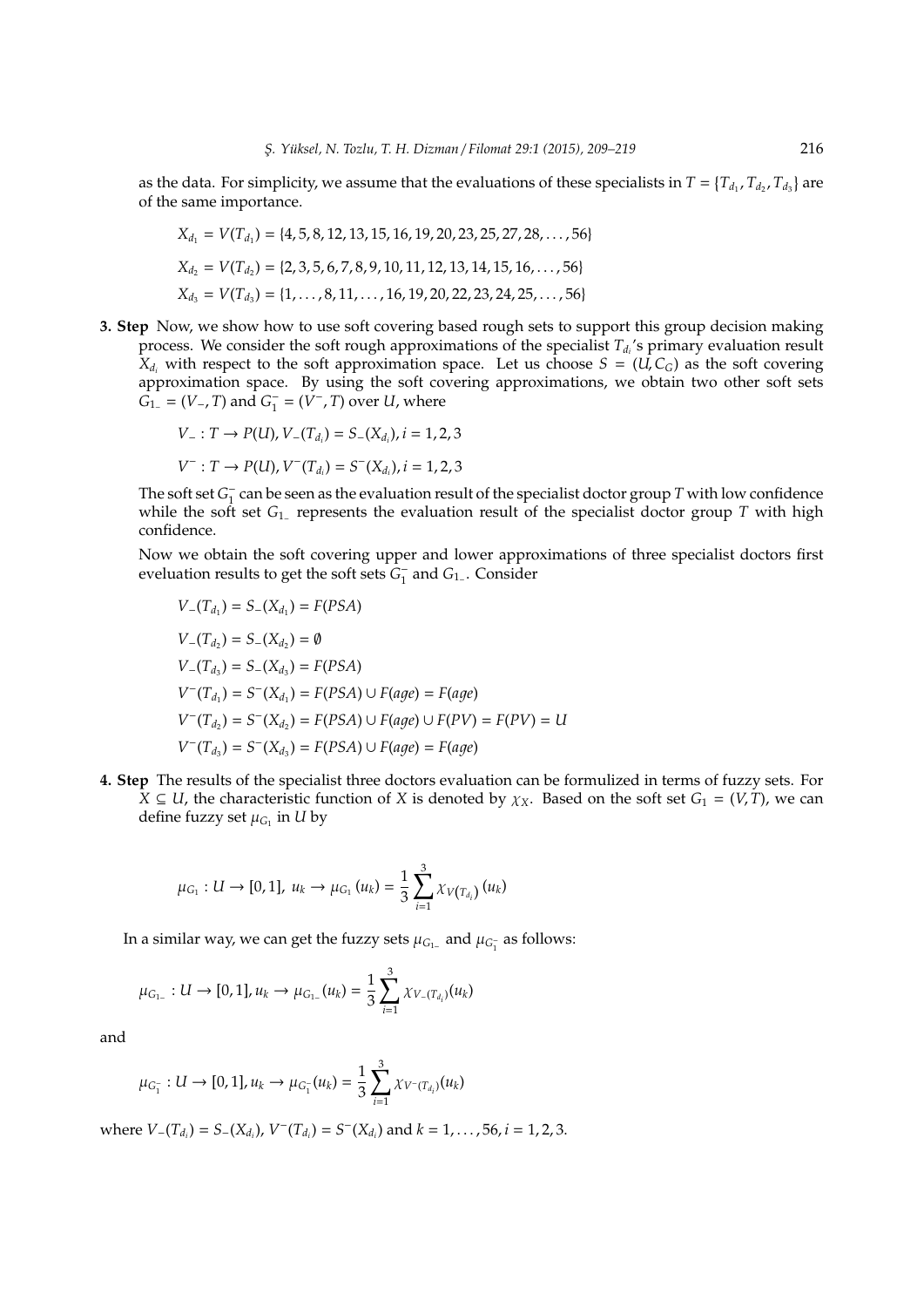as the data. For simplicity, we assume that the evaluations of these specialists in $T = \{T_{d_1}, T_{d_2}, T_{d_3}\}$ are of the same importance.

$$X_{d_1} = V(T_{d_1}) = \{4, 5, 8, 12, 13, 15, 16, 19, 20, 23, 25, 27, 28, \ldots, 56\}$$

$$X_{d_2} = V(T_{d_2}) = \{2, 3, 5, 6, 7, 8, 9, 10, 11, 12, 13, 14, 15, 16, \ldots, 56\}$$

$$X_{d_3} = V(T_{d_3}) = \{1, \ldots, 8, 11, \ldots, 16, 19, 20, 22, 23, 24, 25, \ldots, 56\}$$

**3. Step** Now, we show how to use soft covering based rough sets to support this group decision making process. We consider the soft rough approximations of the specialist $T_{d_i}$'s primary evaluation result $X_{d_i}$ with respect to the soft approximation space. Let us choose $S = (U, C_G)$ as the soft covering approximation space. By using the soft covering approximations, we obtain two other soft sets $G_{1_-} = (V_-, T)$ and $G_1^- = (V^-, T)$ over $U$, where

$$V_- : T \to P(U), V_-(T_{d_i}) = S_-(X_{d_i}), i = 1, 2, 3$$

$$V^- : T \to P(U), V^-(T_{d_i}) = S^-(X_{d_i}), i = 1, 2, 3$$

The soft set $G_1^-$ can be seen as the evaluation result of the specialist doctor group $T$ with low confidence while the soft set $G_{1_-}$ represents the evaluation result of the specialist doctor group $T$ with high confidence.

Now we obtain the soft covering upper and lower approximations of three specialist doctors first eveluation results to get the soft sets $G_1^-$ and $G_{1_-}$. Consider

$$V_-(T_{d_1}) = S_-(X_{d_1}) = F(PSA)$$

$$V_-(T_{d_2}) = S_-(X_{d_2}) = \emptyset$$

$$V_-(T_{d_3}) = S_-(X_{d_3}) = F(PSA)$$

$$V^-(T_{d_1}) = S^-(X_{d_1}) = F(PSA) \cup F(age) = F(age)$$

$$V^-(T_{d_2}) = S^-(X_{d_2}) = F(PSA) \cup F(age) \cup F(PV) = F(PV) = U$$

$$V^-(T_{d_3}) = S^-(X_{d_3}) = F(PSA) \cup F(age) = F(age)$$

**4. Step** The results of the specialist three doctors evaluation can be formulized in terms of fuzzy sets. For $X \subseteq U$, the characteristic function of $X$ is denoted by $\chi_X$. Based on the soft set $G_1 = (V, T)$, we can define fuzzy set $\mu_{G_1}$ in $U$ by

$$\mu_{G_1} : U \to [0, 1],\ u_k \to \mu_{G_1}(u_k) = \frac{1}{3} \sum_{i=1}^{3} \chi_{V(T_{d_i})}(u_k)$$

In a similar way, we can get the fuzzy sets $\mu_{G_{1_-}}$ and $\mu_{G_1^-}$ as follows:

$$\mu_{G_{1_-}} : U \to [0, 1], u_k \to \mu_{G_{1_-}}(u_k) = \frac{1}{3} \sum_{i=1}^{3} \chi_{V_-(T_{d_i})}(u_k)$$

and

$$\mu_{G_1^-} : U \to [0, 1], u_k \to \mu_{G_1^-}(u_k) = \frac{1}{3} \sum_{i=1}^{3} \chi_{V^-(T_{d_i})}(u_k)$$

where $V_-(T_{d_i}) = S_-(X_{d_i})$, $V^-(T_{d_i}) = S^-(X_{d_i})$ and $k = 1, \ldots, 56, i = 1, 2, 3$.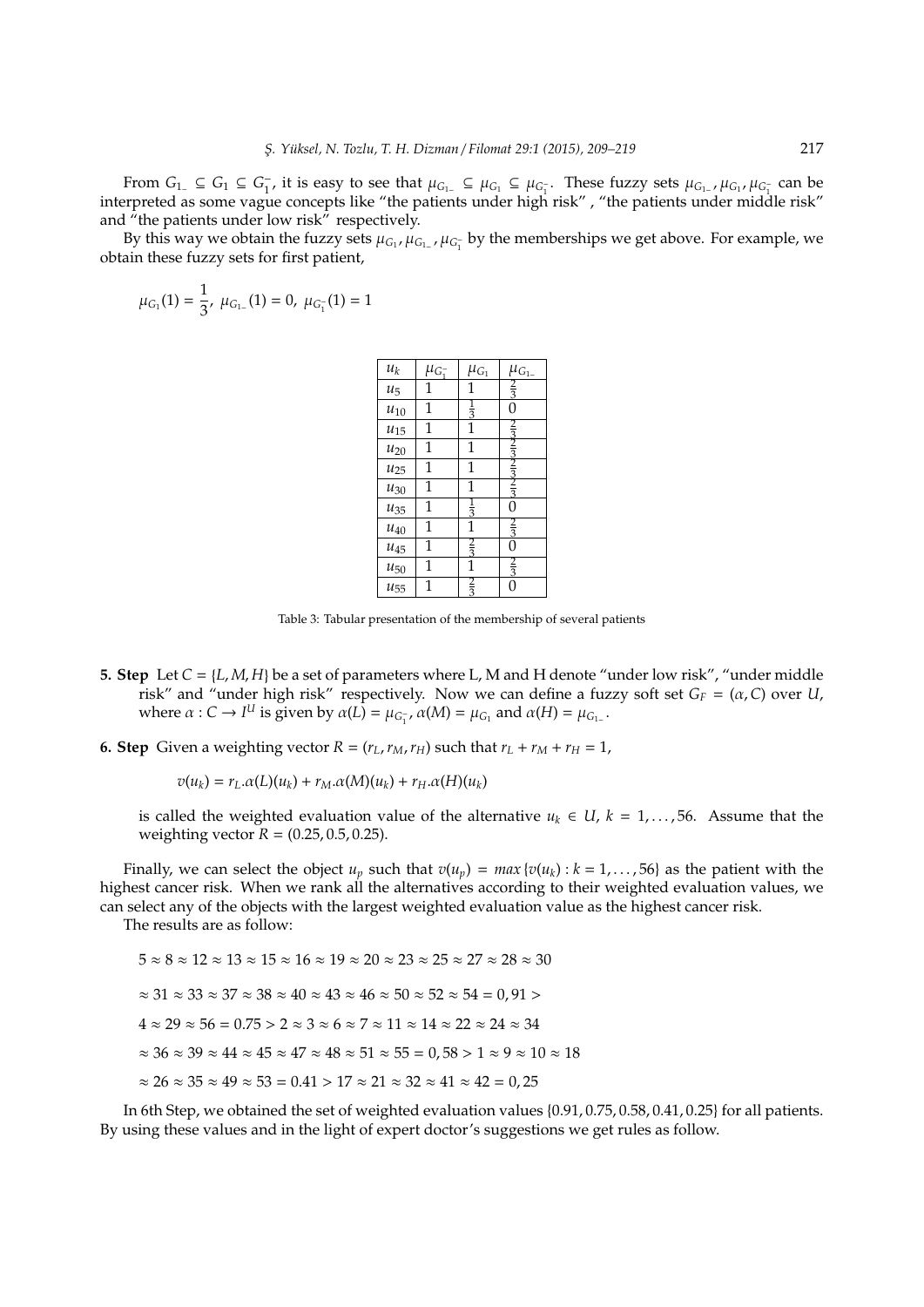From $G_{1_-} \subseteq G_1 \subseteq G_1^-$, it is easy to see that $\mu_{G_{1_-}} \subseteq \mu_{G_1} \subseteq \mu_{G_1^-}$. These fuzzy sets $\mu_{G_{1_-}}, \mu_{G_1}, \mu_{G_1^-}$ can be interpreted as some vague concepts like "the patients under high risk" , "the patients under middle risk" and "the patients under low risk" respectively.

By this way we obtain the fuzzy sets $\mu_{G_1}, \mu_{G_{1_-}}, \mu_{G_1^-}$ by the memberships we get above. For example, we obtain these fuzzy sets for first patient,

$$\mu_{G_1}(1) = \frac{1}{3},\ \mu_{G_{1_-}}(1) = 0,\ \mu_{G_1^-}(1) = 1$$

| $u_k$ | $\mu_{G_1^-}$ | $\mu_{G_1}$ | $\mu_{G_{1_-}}$ |
|---|---|---|---|
| $u_5$ | 1 | 1 | $\frac{2}{3}$ |
| $u_{10}$ | 1 | $\frac{1}{3}$ | 0 |
| $u_{15}$ | 1 | 1 | $\frac{2}{3}$ |
| $u_{20}$ | 1 | 1 | $\frac{2}{3}$ |
| $u_{25}$ | 1 | 1 | $\frac{2}{3}$ |
| $u_{30}$ | 1 | 1 | $\frac{2}{3}$ |
| $u_{35}$ | 1 | $\frac{1}{3}$ | 0 |
| $u_{40}$ | 1 | 1 | $\frac{2}{3}$ |
| $u_{45}$ | 1 | $\frac{2}{3}$ | 0 |
| $u_{50}$ | 1 | 1 | $\frac{2}{3}$ |
| $u_{55}$ | 1 | $\frac{2}{3}$ | 0 |

Table 3: Tabular presentation of the membership of several patients

- **5. Step** Let $C = \{L, M, H\}$ be a set of parameters where L, M and H denote "under low risk", "under middle risk" and "under high risk" respectively. Now we can define a fuzzy soft set $G_F = (\alpha, C)$ over $U$, where $\alpha : C \to I^U$ is given by $\alpha(L) = \mu_{G_1^-}$, $\alpha(M) = \mu_{G_1}$ and $\alpha(H) = \mu_{G_{1_-}}$.

- **6. Step** Given a weighting vector $R = (r_L, r_M, r_H)$ such that $r_L + r_M + r_H = 1$,

  $$v(u_k) = r_L.\alpha(L)(u_k) + r_M.\alpha(M)(u_k) + r_H.\alpha(H)(u_k)$$

  is called the weighted evaluation value of the alternative $u_k \in U$, $k = 1, \ldots, 56$. Assume that the weighting vector $R = (0.25, 0.5, 0.25)$.

Finally, we can select the object $u_p$ such that $v(u_p) = max\{v(u_k) : k = 1, \ldots, 56\}$ as the patient with the highest cancer risk. When we rank all the alternatives according to their weighted evaluation values, we can select any of the objects with the largest weighted evaluation value as the highest cancer risk.

The results are as follow:

$$5 \approx 8 \approx 12 \approx 13 \approx 15 \approx 16 \approx 19 \approx 20 \approx 23 \approx 25 \approx 27 \approx 28 \approx 30$$

$$\approx 31 \approx 33 \approx 37 \approx 38 \approx 40 \approx 43 \approx 46 \approx 50 \approx 52 \approx 54 = 0,91 >$$

$$4 \approx 29 \approx 56 = 0.75 > 2 \approx 3 \approx 6 \approx 7 \approx 11 \approx 14 \approx 22 \approx 24 \approx 34$$

$$\approx 36 \approx 39 \approx 44 \approx 45 \approx 47 \approx 48 \approx 51 \approx 55 = 0,58 > 1 \approx 9 \approx 10 \approx 18$$

$$\approx 26 \approx 35 \approx 49 \approx 53 = 0.41 > 17 \approx 21 \approx 32 \approx 41 \approx 42 = 0,25$$

In 6th Step, we obtained the set of weighted evaluation values $\{0.91, 0.75, 0.58, 0.41, 0.25\}$ for all patients. By using these values and in the light of expert doctor's suggestions we get rules as follow.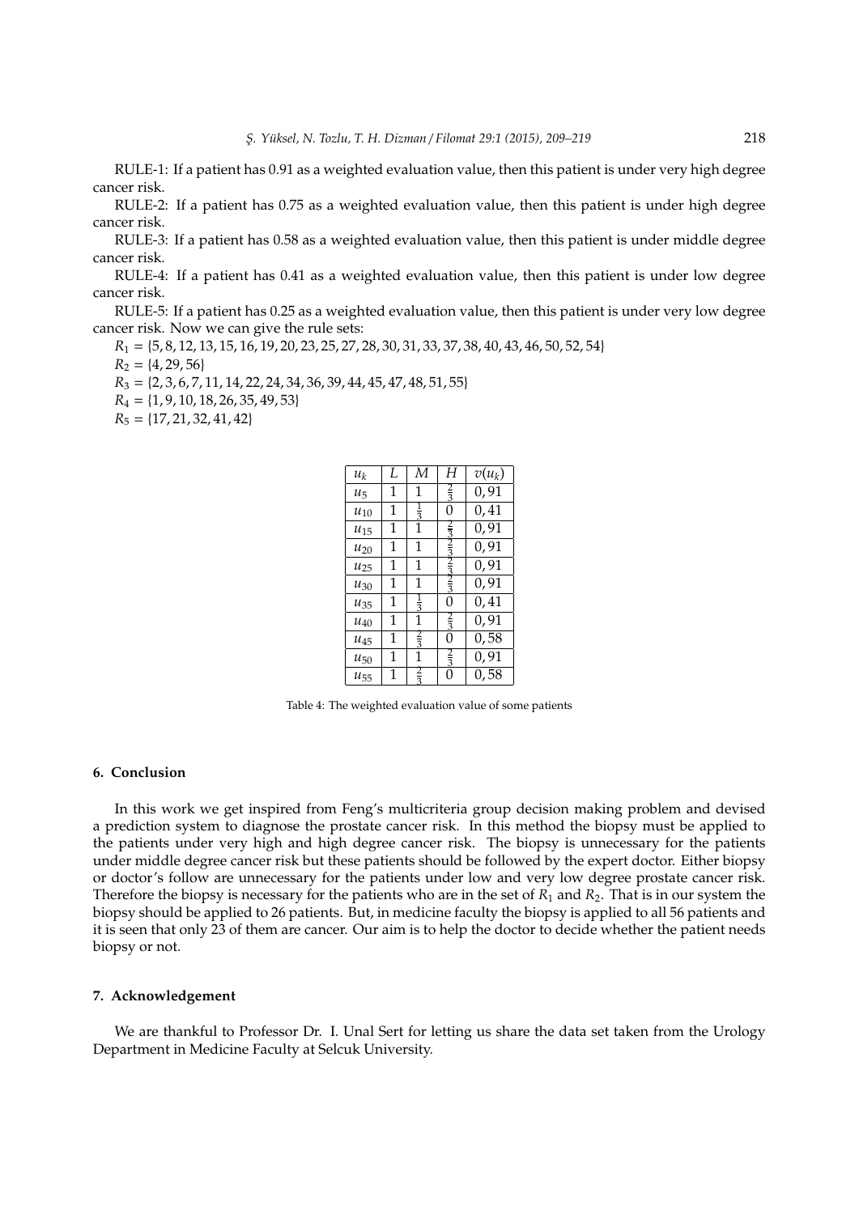RULE-1: If a patient has 0.91 as a weighted evaluation value, then this patient is under very high degree cancer risk.

RULE-2: If a patient has 0.75 as a weighted evaluation value, then this patient is under high degree cancer risk.

RULE-3: If a patient has 0.58 as a weighted evaluation value, then this patient is under middle degree cancer risk.

RULE-4: If a patient has 0.41 as a weighted evaluation value, then this patient is under low degree cancer risk.

RULE-5: If a patient has 0.25 as a weighted evaluation value, then this patient is under very low degree cancer risk. Now we can give the rule sets:

$R_1 = \{5, 8, 12, 13, 15, 16, 19, 20, 23, 25, 27, 28, 30, 31, 33, 37, 38, 40, 43, 46, 50, 52, 54\}$

$R_2 = \{4, 29, 56\}$

$R_3 = \{2, 3, 6, 7, 11, 14, 22, 24, 34, 36, 39, 44, 45, 47, 48, 51, 55\}$

$R_4 = \{1, 9, 10, 18, 26, 35, 49, 53\}$

$R_5 = \{17, 21, 32, 41, 42\}$

| $u_k$ | $L$ | $M$ | $H$ | $v(u_k)$ |
|---|---|---|---|---|
| $u_5$ | 1 | 1 | $\frac{2}{3}$ | 0,91 |
| $u_{10}$ | 1 | $\frac{1}{3}$ | 0 | 0,41 |
| $u_{15}$ | 1 | 1 | $\frac{2}{3}$ | 0,91 |
| $u_{20}$ | 1 | 1 | $\frac{2}{3}$ | 0,91 |
| $u_{25}$ | 1 | 1 | $\frac{2}{3}$ | 0,91 |
| $u_{30}$ | 1 | 1 | $\frac{2}{3}$ | 0,91 |
| $u_{35}$ | 1 | $\frac{1}{3}$ | 0 | 0,41 |
| $u_{40}$ | 1 | 1 | $\frac{2}{3}$ | 0,91 |
| $u_{45}$ | 1 | $\frac{2}{3}$ | 0 | 0,58 |
| $u_{50}$ | 1 | 1 | $\frac{2}{3}$ | 0,91 |
| $u_{55}$ | 1 | $\frac{2}{3}$ | 0 | 0,58 |

Table 4: The weighted evaluation value of some patients

## 6. Conclusion

In this work we get inspired from Feng's multicriteria group decision making problem and devised a prediction system to diagnose the prostate cancer risk. In this method the biopsy must be applied to the patients under very high and high degree cancer risk. The biopsy is unnecessary for the patients under middle degree cancer risk but these patients should be followed by the expert doctor. Either biopsy or doctor's follow are unnecessary for the patients under low and very low degree prostate cancer risk. Therefore the biopsy is necessary for the patients who are in the set of $R_1$ and $R_2$. That is in our system the biopsy should be applied to 26 patients. But, in medicine faculty the biopsy is applied to all 56 patients and it is seen that only 23 of them are cancer. Our aim is to help the doctor to decide whether the patient needs biopsy or not.

## 7. Acknowledgement

We are thankful to Professor Dr. I. Unal Sert for letting us share the data set taken from the Urology Department in Medicine Faculty at Selcuk University.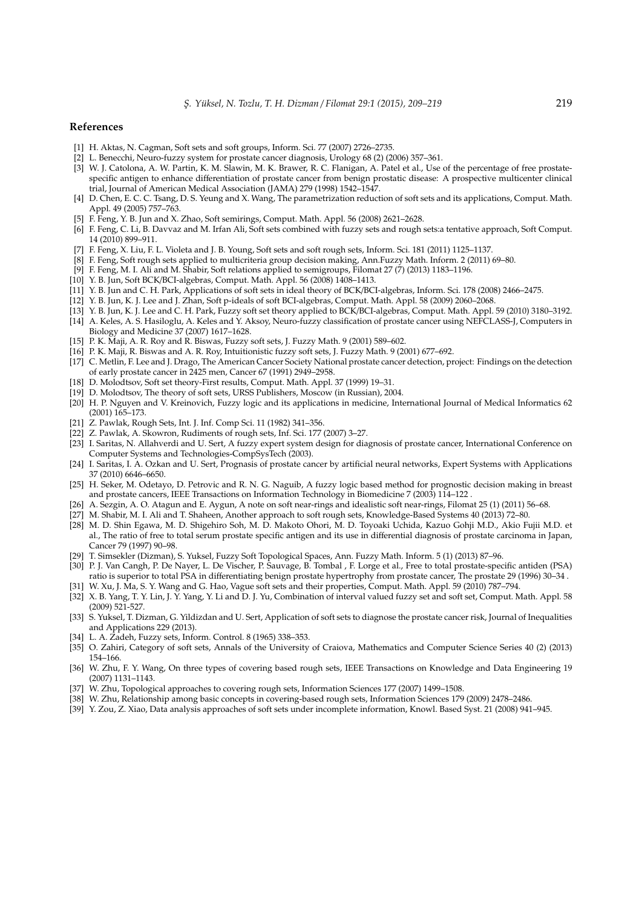## References

- [1] H. Aktas, N. Cagman, Soft sets and soft groups, Inform. Sci. 77 (2007) 2726–2735.
- [2] L. Benecchi, Neuro-fuzzy system for prostate cancer diagnosis, Urology 68 (2) (2006) 357–361.
- [3] W. J. Catolona, A. W. Partin, K. M. Slawin, M. K. Brawer, R. C. Flanigan, A. Patel et al., Use of the percentage of free prostate-specific antigen to enhance differentiation of prostate cancer from benign prostatic disease: A prospective multicenter clinical trial, Journal of American Medical Association (JAMA) 279 (1998) 1542–1547.
- [4] D. Chen, E. C. C. Tsang, D. S. Yeung and X. Wang, The parametrization reduction of soft sets and its applications, Comput. Math. Appl. 49 (2005) 757–763.
- [5] F. Feng, Y. B. Jun and X. Zhao, Soft semirings, Comput. Math. Appl. 56 (2008) 2621–2628.
- [6] F. Feng, C. Li, B. Davvaz and M. Irfan Ali, Soft sets combined with fuzzy sets and rough sets:a tentative approach, Soft Comput. 14 (2010) 899–911.
- [7] F. Feng, X. Liu, F. L. Violeta and J. B. Young, Soft sets and soft rough sets, Inform. Sci. 181 (2011) 1125–1137.
- [8] F. Feng, Soft rough sets applied to multicriteria group decision making, Ann.Fuzzy Math. Inform. 2 (2011) 69–80.
- [9] F. Feng, M. I. Ali and M. Shabir, Soft relations applied to semigroups, Filomat 27 (7) (2013) 1183–1196.
- [10] Y. B. Jun, Soft BCK/BCI-algebras, Comput. Math. Appl. 56 (2008) 1408–1413.
- [11] Y. B. Jun and C. H. Park, Applications of soft sets in ideal theory of BCK/BCI-algebras, Inform. Sci. 178 (2008) 2466–2475.
- [12] Y. B. Jun, K. J. Lee and J. Zhan, Soft p-ideals of soft BCI-algebras, Comput. Math. Appl. 58 (2009) 2060–2068.
- [13] Y. B. Jun, K. J. Lee and C. H. Park, Fuzzy soft set theory applied to BCK/BCI-algebras, Comput. Math. Appl. 59 (2010) 3180–3192.
- [14] A. Keles, A. S. Hasiloglu, A. Keles and Y. Aksoy, Neuro-fuzzy classification of prostate cancer using NEFCLASS-J, Computers in Biology and Medicine 37 (2007) 1617–1628.
- [15] P. K. Maji, A. R. Roy and R. Biswas, Fuzzy soft sets, J. Fuzzy Math. 9 (2001) 589–602.
- [16] P. K. Maji, R. Biswas and A. R. Roy, Intuitionistic fuzzy soft sets, J. Fuzzy Math. 9 (2001) 677–692.
- [17] C. Metlin, F. Lee and J. Drago, The American Cancer Society National prostate cancer detection, project: Findings on the detection of early prostate cancer in 2425 men, Cancer 67 (1991) 2949–2958.
- [18] D. Molodtsov, Soft set theory-First results, Comput. Math. Appl. 37 (1999) 19–31.
- [19] D. Molodtsov, The theory of soft sets, URSS Publishers, Moscow (in Russian), 2004.
- [20] H. P. Nguyen and V. Kreinovich, Fuzzy logic and its applications in medicine, International Journal of Medical Informatics 62 (2001) 165–173.
- [21] Z. Pawlak, Rough Sets, Int. J. Inf. Comp Sci. 11 (1982) 341–356.
- [22] Z. Pawlak, A. Skowron, Rudiments of rough sets, Inf. Sci. 177 (2007) 3–27.
- [23] I. Saritas, N. Allahverdi and U. Sert, A fuzzy expert system design for diagnosis of prostate cancer, International Conference on Computer Systems and Technologies-CompSysTech (2003).
- [24] I. Saritas, I. A. Ozkan and U. Sert, Prognasis of prostate cancer by artificial neural networks, Expert Systems with Applications 37 (2010) 6646–6650.
- [25] H. Seker, M. Odetayo, D. Petrovic and R. N. G. Naguib, A fuzzy logic based method for prognostic decision making in breast and prostate cancers, IEEE Transactions on Information Technology in Biomedicine 7 (2003) 114–122 .
- [26] A. Sezgin, A. O. Atagun and E. Aygun, A note on soft near-rings and idealistic soft near-rings, Filomat 25 (1) (2011) 56–68.
- [27] M. Shabir, M. I. Ali and T. Shaheen, Another approach to soft rough sets, Knowledge-Based Systems 40 (2013) 72–80.
- [28] M. D. Shin Egawa, M. D. Shigehiro Soh, M. D. Makoto Ohori, M. D. Toyoaki Uchida, Kazuo Gohji M.D., Akio Fujii M.D. et al., The ratio of free to total serum prostate specific antigen and its use in differential diagnosis of prostate carcinoma in Japan, Cancer 79 (1997) 90–98.
- [29] T. Simsekler (Dizman), S. Yuksel, Fuzzy Soft Topological Spaces, Ann. Fuzzy Math. Inform. 5 (1) (2013) 87–96.
- [30] P. J. Van Cangh, P. De Nayer, L. De Vischer, P. Sauvage, B. Tombal , F. Lorge et al., Free to total prostate-specific antiden (PSA) ratio is superior to total PSA in differentiating benign prostate hypertrophy from prostate cancer, The prostate 29 (1996) 30–34 .
- [31] W. Xu, J. Ma, S. Y. Wang and G. Hao, Vague soft sets and their properties, Comput. Math. Appl. 59 (2010) 787–794.
- [32] X. B. Yang, T. Y. Lin, J. Y. Yang, Y. Li and D. J. Yu, Combination of interval valued fuzzy set and soft set, Comput. Math. Appl. 58 (2009) 521-527.
- [33] S. Yuksel, T. Dizman, G. Yildizdan and U. Sert, Application of soft sets to diagnose the prostate cancer risk, Journal of Inequalities and Applications 229 (2013).
- [34] L. A. Zadeh, Fuzzy sets, Inform. Control. 8 (1965) 338–353.
- [35] O. Zahiri, Category of soft sets, Annals of the University of Craiova, Mathematics and Computer Science Series 40 (2) (2013) 154–166.
- [36] W. Zhu, F. Y. Wang, On three types of covering based rough sets, IEEE Transactions on Knowledge and Data Engineering 19 (2007) 1131–1143.
- [37] W. Zhu, Topological approaches to covering rough sets, Information Sciences 177 (2007) 1499–1508.
- [38] W. Zhu, Relationship among basic concepts in covering-based rough sets, Information Sciences 179 (2009) 2478–2486.
- [39] Y. Zou, Z. Xiao, Data analysis approaches of soft sets under incomplete information, Knowl. Based Syst. 21 (2008) 941–945.